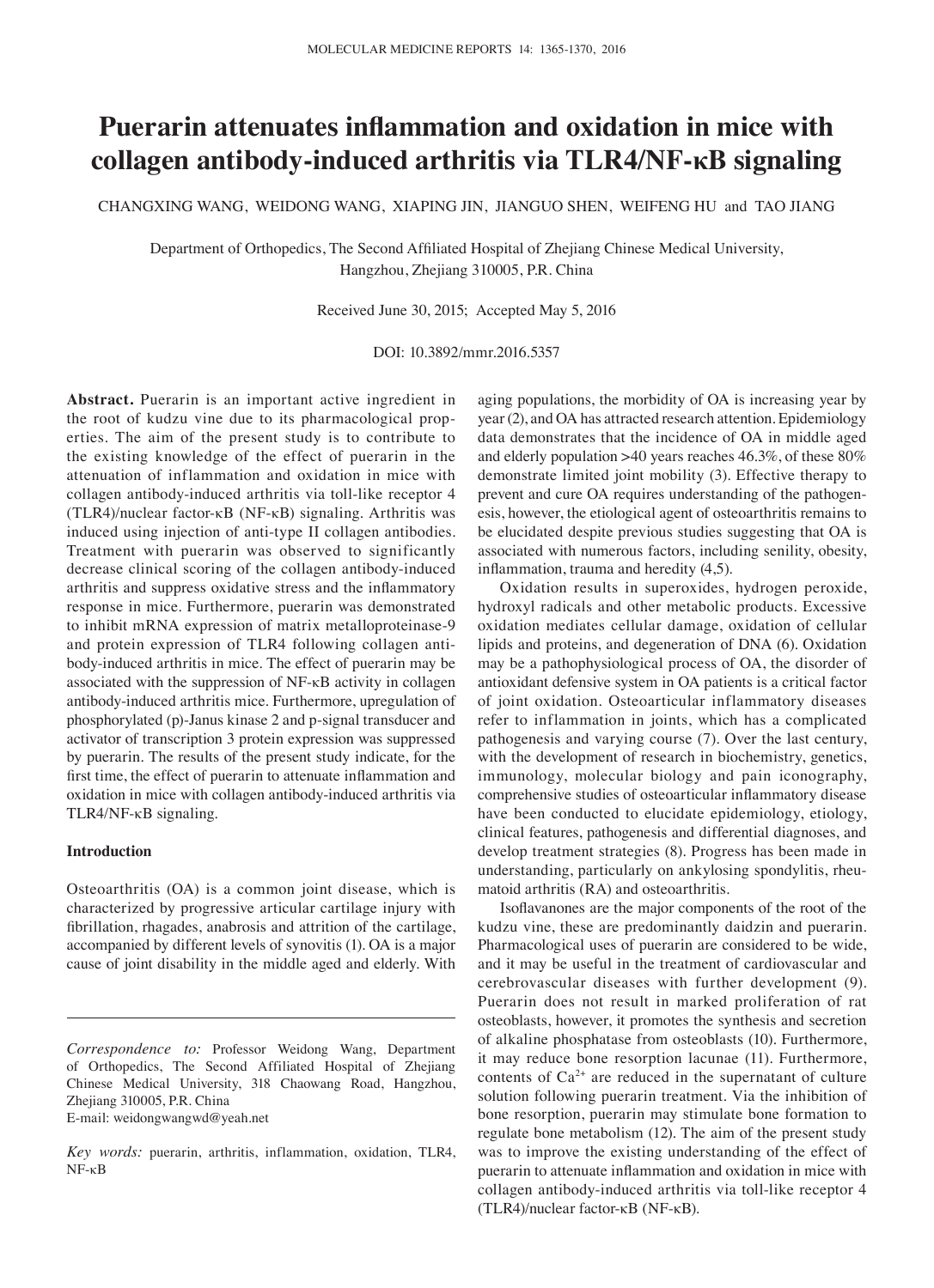# Puerarin attenuates inflammation and oxidation in mice with collagen antibody-induced arthritis via TLR4/NF-κB signaling

CHANGXING WANG, WEIDONG WANG, XIAPING JIN, JIANGUO SHEN, WEIFENG HU and TAO JIANG

Department of Orthopedics, The Second Affiliated Hospital of Zhejiang Chinese Medical University, Hangzhou, Zhejiang 310005, P.R. China

Received June 30, 2015; Accepted May 5, 2016

DOI: 10.3892/mmr.2016.5357

**Abstract.** Puerarin is an important active ingredient in the root of kudzu vine due to its pharmacological properties. The aim of the present study is to contribute to the existing knowledge of the effect of puerarin in the attenuation of inflammation and oxidation in mice with collagen antibody-induced arthritis via toll-like receptor 4 (TLR4)/nuclear factor-κB (NF-κB) signaling. Arthritis was induced using injection of anti-type II collagen antibodies. Treatment with puerarin was observed to significantly decrease clinical scoring of the collagen antibody-induced arthritis and suppress oxidative stress and the inflammatory response in mice. Furthermore, puerarin was demonstrated to inhibit mRNA expression of matrix metalloproteinase-9 and protein expression of TLR4 following collagen antibody-induced arthritis in mice. The effect of puerarin may be associated with the suppression of NF-κB activity in collagen antibody-induced arthritis mice. Furthermore, upregulation of phosphorylated (p)-Janus kinase 2 and p-signal transducer and activator of transcription 3 protein expression was suppressed by puerarin. The results of the present study indicate, for the first time, the effect of puerarin to attenuate inflammation and oxidation in mice with collagen antibody-induced arthritis via TLR4/NF-κB signaling.

## Introduction

Osteoarthritis (OA) is a common joint disease, which is characterized by progressive articular cartilage injury with fibrillation, rhagades, anabrosis and attrition of the cartilage, accompanied by different levels of synovitis (1). OA is a major cause of joint disability in the middle aged and elderly. With aging populations, the morbidity of OA is increasing year by year (2), and OA has attracted research attention. Epidemiology data demonstrates that the incidence of OA in middle aged and elderly population >40 years reaches 46.3%, of these 80% demonstrate limited joint mobility (3). Effective therapy to prevent and cure OA requires understanding of the pathogenesis, however, the etiological agent of osteoarthritis remains to be elucidated despite previous studies suggesting that OA is associated with numerous factors, including senility, obesity, inflammation, trauma and heredity (4,5).

Oxidation results in superoxides, hydrogen peroxide, hydroxyl radicals and other metabolic products. Excessive oxidation mediates cellular damage, oxidation of cellular lipids and proteins, and degeneration of DNA (6). Oxidation may be a pathophysiological process of OA, the disorder of antioxidant defensive system in OA patients is a critical factor of joint oxidation. Osteoarticular inflammatory diseases refer to inflammation in joints, which has a complicated pathogenesis and varying course (7). Over the last century, with the development of research in biochemistry, genetics, immunology, molecular biology and pain iconography, comprehensive studies of osteoarticular inflammatory disease have been conducted to elucidate epidemiology, etiology, clinical features, pathogenesis and differential diagnoses, and develop treatment strategies (8). Progress has been made in understanding, particularly on ankylosing spondylitis, rheumatoid arthritis (RA) and osteoarthritis.

Isoflavanones are the major components of the root of the kudzu vine, these are predominantly daidzin and puerarin. Pharmacological uses of puerarin are considered to be wide, and it may be useful in the treatment of cardiovascular and cerebrovascular diseases with further development (9). Puerarin does not result in marked proliferation of rat osteoblasts, however, it promotes the synthesis and secretion of alkaline phosphatase from osteoblasts (10). Furthermore, it may reduce bone resorption lacunae (11). Furthermore, contents of $Ca^{2+}$ are reduced in the supernatant of culture solution following puerarin treatment. Via the inhibition of bone resorption, puerarin may stimulate bone formation to regulate bone metabolism (12). The aim of the present study was to improve the existing understanding of the effect of puerarin to attenuate inflammation and oxidation in mice with collagen antibody-induced arthritis via toll-like receptor 4 (TLR4)/nuclear factor-κB (NF-κB).

---

*Correspondence to:* Professor Weidong Wang, Department of Orthopedics, The Second Affiliated Hospital of Zhejiang Chinese Medical University, 318 Chaowang Road, Hangzhou, Zhejiang 310005, P.R. China
E-mail: weidongwangwd@yeah.net

*Key words:* puerarin, arthritis, inflammation, oxidation, TLR4, NF-κB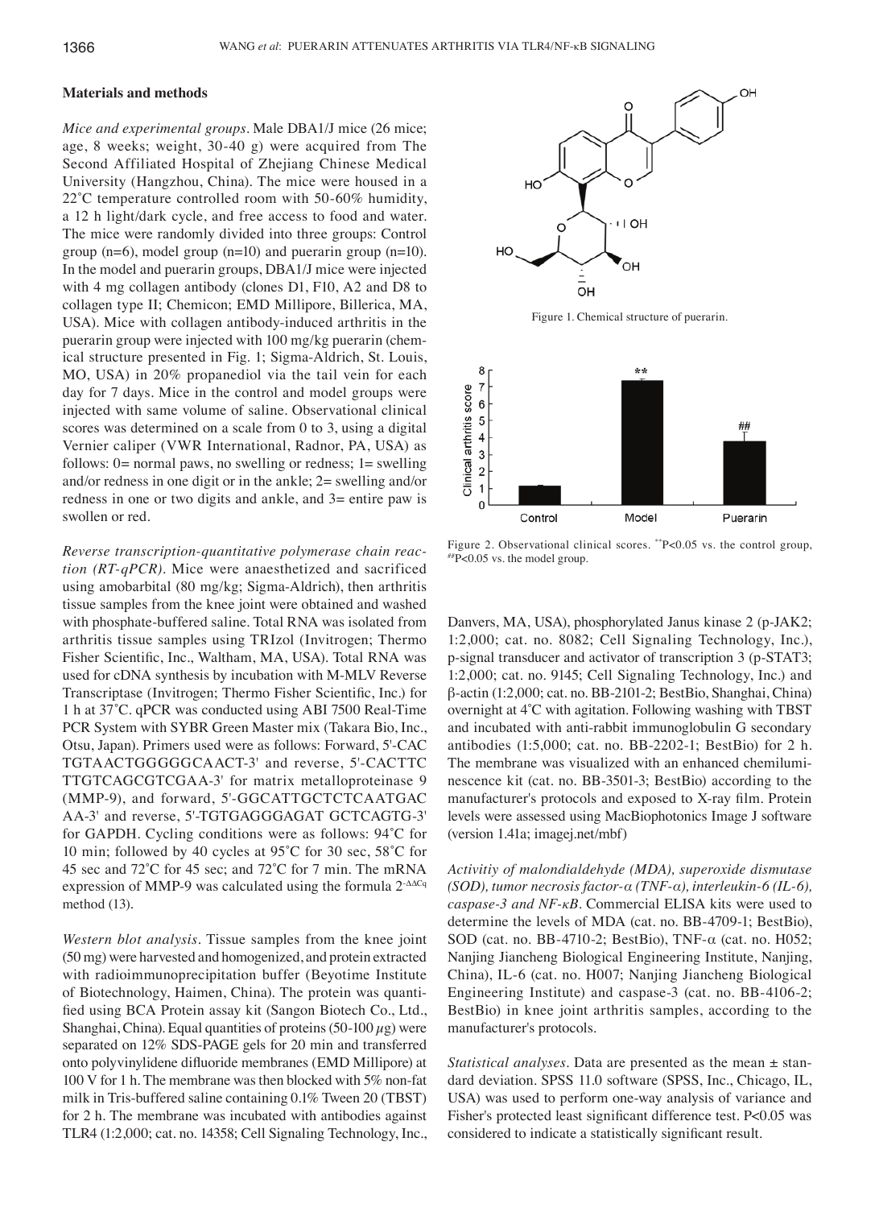## Materials and methods

*Mice and experimental groups.* Male DBA1/J mice (26 mice; age, 8 weeks; weight, 30-40 g) were acquired from The Second Affiliated Hospital of Zhejiang Chinese Medical University (Hangzhou, China). The mice were housed in a 22˚C temperature controlled room with 50-60% humidity, a 12 h light/dark cycle, and free access to food and water. The mice were randomly divided into three groups: Control group (n=6), model group (n=10) and puerarin group (n=10). In the model and puerarin groups, DBA1/J mice were injected with 4 mg collagen antibody (clones D1, F10, A2 and D8 to collagen type II; Chemicon; EMD Millipore, Billerica, MA, USA). Mice with collagen antibody-induced arthritis in the puerarin group were injected with 100 mg/kg puerarin (chemical structure presented in Fig. 1; Sigma-Aldrich, St. Louis, MO, USA) in 20% propanediol via the tail vein for each day for 7 days. Mice in the control and model groups were injected with same volume of saline. Observational clinical scores was determined on a scale from 0 to 3, using a digital Vernier caliper (VWR International, Radnor, PA, USA) as follows: 0= normal paws, no swelling or redness; 1= swelling and/or redness in one digit or in the ankle; 2= swelling and/or redness in one or two digits and ankle, and 3= entire paw is swollen or red.

*Reverse transcription-quantitative polymerase chain reaction (RT-qPCR).* Mice were anaesthetized and sacrificed using amobarbital (80 mg/kg; Sigma-Aldrich), then arthritis tissue samples from the knee joint were obtained and washed with phosphate-buffered saline. Total RNA was isolated from arthritis tissue samples using TRIzol (Invitrogen; Thermo Fisher Scientific, Inc., Waltham, MA, USA). Total RNA was used for cDNA synthesis by incubation with M-MLV Reverse Transcriptase (Invitrogen; Thermo Fisher Scientific, Inc.) for 1 h at 37˚C. qPCR was conducted using ABI 7500 Real-Time PCR System with SYBR Green Master mix (Takara Bio, Inc., Otsu, Japan). Primers used were as follows: Forward, 5'-CAC TGTAACTGGGGGCAACT-3' and reverse, 5'-CACTTC TTGTCAGCGTCGAA-3' for matrix metalloproteinase 9 (MMP-9), and forward, 5'-GGCATTGCTCTCAATGAC AA-3' and reverse, 5'-TGTGAGGGAGAT GCTCAGTG-3' for GAPDH. Cycling conditions were as follows: 94˚C for 10 min; followed by 40 cycles at 95˚C for 30 sec, 58˚C for 45 sec and 72˚C for 45 sec; and 72˚C for 7 min. The mRNA expression of MMP-9 was calculated using the formula $2^{-\Delta\Delta Cq}$ method (13).

*Western blot analysis.* Tissue samples from the knee joint (50 mg) were harvested and homogenized, and protein extracted with radioimmunoprecipitation buffer (Beyotime Institute of Biotechnology, Haimen, China). The protein was quantified using BCA Protein assay kit (Sangon Biotech Co., Ltd., Shanghai, China). Equal quantities of proteins (50-100 $\mu$g) were separated on 12% SDS-PAGE gels for 20 min and transferred onto polyvinylidene difluoride membranes (EMD Millipore) at 100 V for 1 h. The membrane was then blocked with 5% non-fat milk in Tris-buffered saline containing 0.1% Tween 20 (TBST) for 2 h. The membrane was incubated with antibodies against TLR4 (1:2,000; cat. no. 14358; Cell Signaling Technology, Inc., Danvers, MA, USA), phosphorylated Janus kinase 2 (p-JAK2; 1:2,000; cat. no. 8082; Cell Signaling Technology, Inc.), p-signal transducer and activator of transcription 3 (p-STAT3; 1:2,000; cat. no. 9145; Cell Signaling Technology, Inc.) and β-actin (1:2,000; cat. no. BB-2101-2; BestBio, Shanghai, China) overnight at 4˚C with agitation. Following washing with TBST and incubated with anti-rabbit immunoglobulin G secondary antibodies (1:5,000; cat. no. BB-2202-1; BestBio) for 2 h. The membrane was visualized with an enhanced chemiluminescence kit (cat. no. BB-3501-3; BestBio) according to the manufacturer's protocols and exposed to X-ray film. Protein levels were assessed using MacBiophotonics Image J software (version 1.41a; imagej.net/mbf)

Figure 1. Chemical structure of puerarin.

Figure 2. Observational clinical scores. [**]P<0.05 vs. the control group, [##]P<0.05 vs. the model group.

*Activitiy of malondialdehyde (MDA), superoxide dismutase (SOD), tumor necrosis factor-α (TNF-α), interleukin-6 (IL-6), caspase-3 and NF-κB.* Commercial ELISA kits were used to determine the levels of MDA (cat. no. BB-4709-1; BestBio), SOD (cat. no. BB-4710-2; BestBio), TNF-α (cat. no. H052; Nanjing Jiancheng Biological Engineering Institute, Nanjing, China), IL-6 (cat. no. H007; Nanjing Jiancheng Biological Engineering Institute) and caspase-3 (cat. no. BB-4106-2; BestBio) in knee joint arthritis samples, according to the manufacturer's protocols.

*Statistical analyses.* Data are presented as the mean ± standard deviation. SPSS 11.0 software (SPSS, Inc., Chicago, IL, USA) was used to perform one-way analysis of variance and Fisher's protected least significant difference test. P<0.05 was considered to indicate a statistically significant result.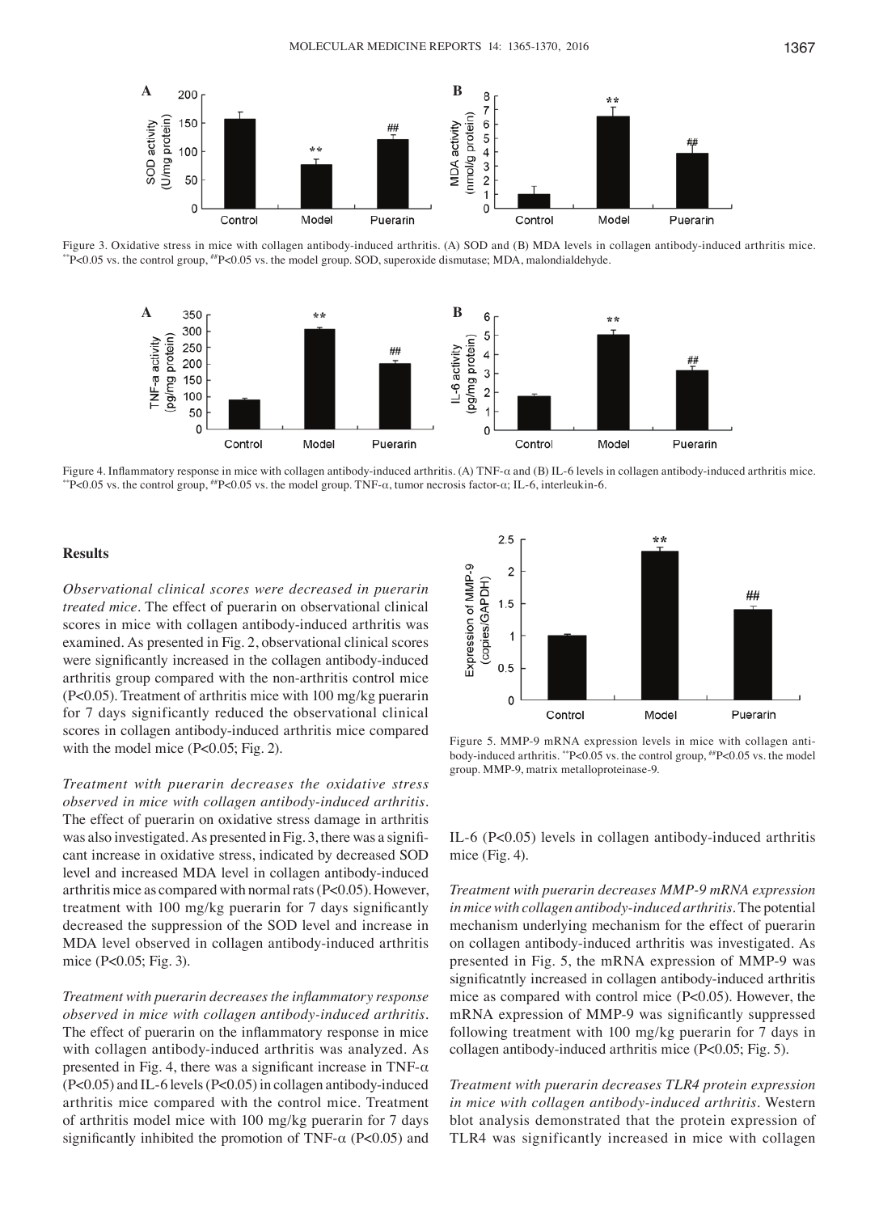Figure 3. Oxidative stress in mice with collagen antibody-induced arthritis. (A) SOD and (B) MDA levels in collagen antibody-induced arthritis mice. **P<0.05 vs. the control group, ##P<0.05 vs. the model group. SOD, superoxide dismutase; MDA, malondialdehyde.

Figure 4. Inflammatory response in mice with collagen antibody-induced arthritis. (A) TNF-α and (B) IL-6 levels in collagen antibody-induced arthritis mice. **P<0.05 vs. the control group, ##P<0.05 vs. the model group. TNF-α, tumor necrosis factor-α; IL-6, interleukin-6.

## Results

*Observational clinical scores were decreased in puerarin treated mice.* The effect of puerarin on observational clinical scores in mice with collagen antibody-induced arthritis was examined. As presented in Fig. 2, observational clinical scores were significantly increased in the collagen antibody-induced arthritis group compared with the non-arthritis control mice ($P<0.05$). Treatment of arthritis mice with 100 mg/kg puerarin for 7 days significantly reduced the observational clinical scores in collagen antibody-induced arthritis mice compared with the model mice ($P<0.05$; Fig. 2).

*Treatment with puerarin decreases the oxidative stress observed in mice with collagen antibody-induced arthritis.* The effect of puerarin on oxidative stress damage in arthritis was also investigated. As presented in Fig. 3, there was a significant increase in oxidative stress, indicated by decreased SOD level and increased MDA level in collagen antibody-induced arthritis mice as compared with normal rats ($P<0.05$). However, treatment with 100 mg/kg puerarin for 7 days significantly decreased the suppression of the SOD level and increase in MDA level observed in collagen antibody-induced arthritis mice ($P<0.05$; Fig. 3).

*Treatment with puerarin decreases the inflammatory response observed in mice with collagen antibody-induced arthritis.* The effect of puerarin on the inflammatory response in mice with collagen antibody-induced arthritis was analyzed. As presented in Fig. 4, there was a significant increase in TNF-α ($P<0.05$) and IL-6 levels ($P<0.05$) in collagen antibody-induced arthritis mice compared with the control mice. Treatment of arthritis model mice with 100 mg/kg puerarin for 7 days significantly inhibited the promotion of TNF-α ($P<0.05$) and IL-6 ($P<0.05$) levels in collagen antibody-induced arthritis mice (Fig. 4).

Figure 5. MMP-9 mRNA expression levels in mice with collagen antibody-induced arthritis. **P<0.05 vs. the control group, ##P<0.05 vs. the model group. MMP-9, matrix metalloproteinase-9.

*Treatment with puerarin decreases MMP-9 mRNA expression in mice with collagen antibody-induced arthritis.* The potential mechanism underlying mechanism for the effect of puerarin on collagen antibody-induced arthritis was investigated. As presented in Fig. 5, the mRNA expression of MMP-9 was significatntly increased in collagen antibody-induced arthritis mice as compared with control mice ($P<0.05$). However, the mRNA expression of MMP-9 was significantly suppressed following treatment with 100 mg/kg puerarin for 7 days in collagen antibody-induced arthritis mice ($P<0.05$; Fig. 5).

*Treatment with puerarin decreases TLR4 protein expression in mice with collagen antibody-induced arthritis.* Western blot analysis demonstrated that the protein expression of TLR4 was significantly increased in mice with collagen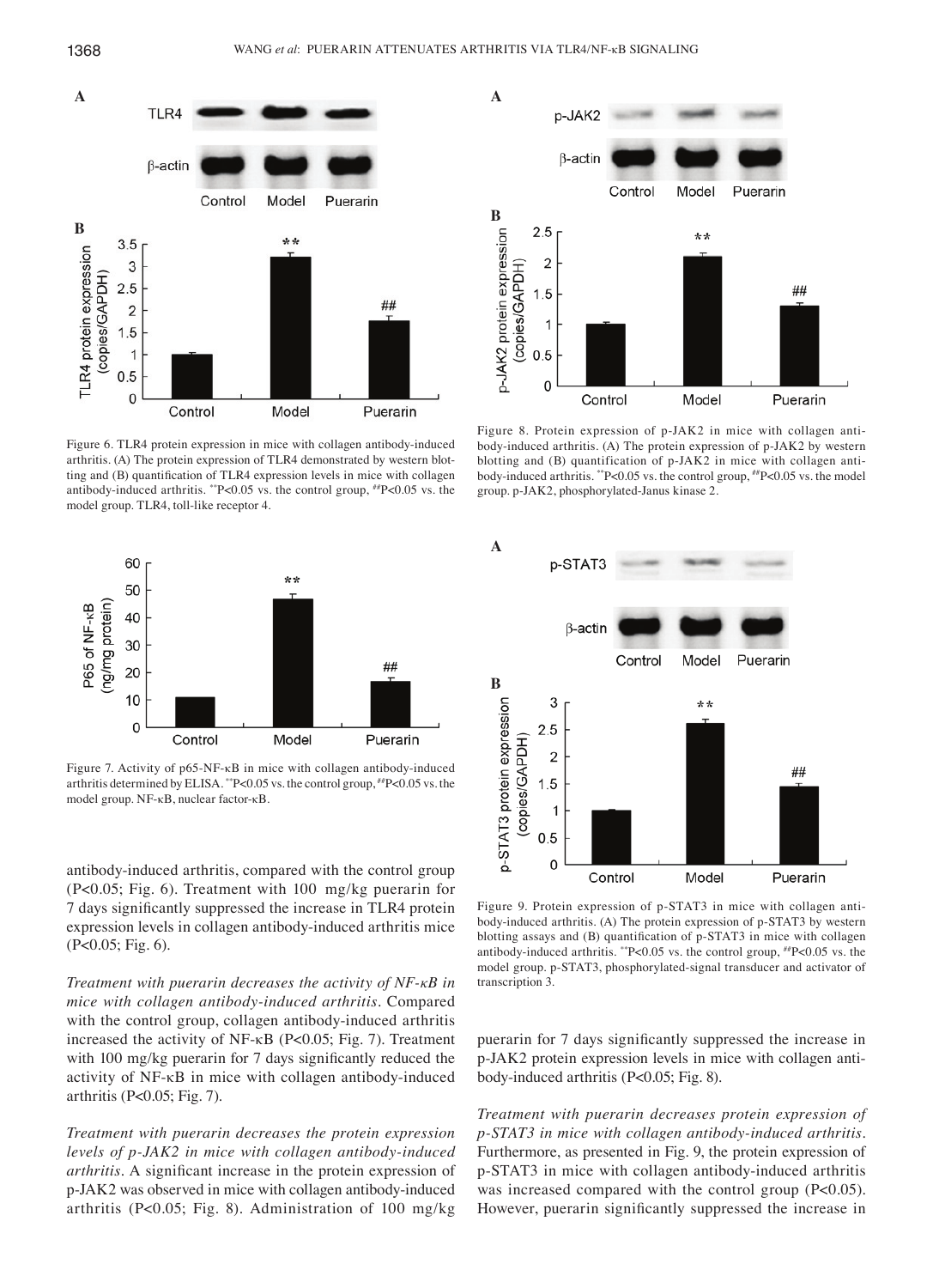Figure 6. TLR4 protein expression in mice with collagen antibody-induced arthritis. (A) The protein expression of TLR4 demonstrated by western blotting and (B) quantification of TLR4 expression levels in mice with collagen antibody-induced arthritis. **P<0.05 vs. the control group, ##P<0.05 vs. the model group. TLR4, toll-like receptor 4.

Figure 7. Activity of p65-NF-κB in mice with collagen antibody-induced arthritis determined by ELISA. **P<0.05 vs. the control group, ##P<0.05 vs. the model group. NF-κB, nuclear factor-κB.

antibody-induced arthritis, compared with the control group (P<0.05; Fig. 6). Treatment with 100 mg/kg puerarin for 7 days significantly suppressed the increase in TLR4 protein expression levels in collagen antibody-induced arthritis mice (P<0.05; Fig. 6).

*Treatment with puerarin decreases the activity of NF-κB in mice with collagen antibody-induced arthritis.* Compared with the control group, collagen antibody-induced arthritis increased the activity of NF-κB (P<0.05; Fig. 7). Treatment with 100 mg/kg puerarin for 7 days significantly reduced the activity of NF-κB in mice with collagen antibody-induced arthritis (P<0.05; Fig. 7).

*Treatment with puerarin decreases the protein expression levels of p-JAK2 in mice with collagen antibody-induced arthritis.* A significant increase in the protein expression of p-JAK2 was observed in mice with collagen antibody-induced arthritis (P<0.05; Fig. 8). Administration of 100 mg/kg puerarin for 7 days significantly suppressed the increase in p-JAK2 protein expression levels in mice with collagen antibody-induced arthritis (P<0.05; Fig. 8).

Figure 8. Protein expression of p-JAK2 in mice with collagen antibody-induced arthritis. (A) The protein expression of p-JAK2 by western blotting and (B) quantification of p-JAK2 in mice with collagen antibody-induced arthritis. **P<0.05 vs. the control group, ##P<0.05 vs. the model group. p-JAK2, phosphorylated-Janus kinase 2.

Figure 9. Protein expression of p-STAT3 in mice with collagen antibody-induced arthritis. (A) The protein expression of p-STAT3 by western blotting assays and (B) quantification of p-STAT3 in mice with collagen antibody-induced arthritis. **P<0.05 vs. the control group, ##P<0.05 vs. the model group. p-STAT3, phosphorylated-signal transducer and activator of transcription 3.

*Treatment with puerarin decreases protein expression of p-STAT3 in mice with collagen antibody-induced arthritis.* Furthermore, as presented in Fig. 9, the protein expression of p-STAT3 in mice with collagen antibody-induced arthritis was increased compared with the control group (P<0.05). However, puerarin significantly suppressed the increase in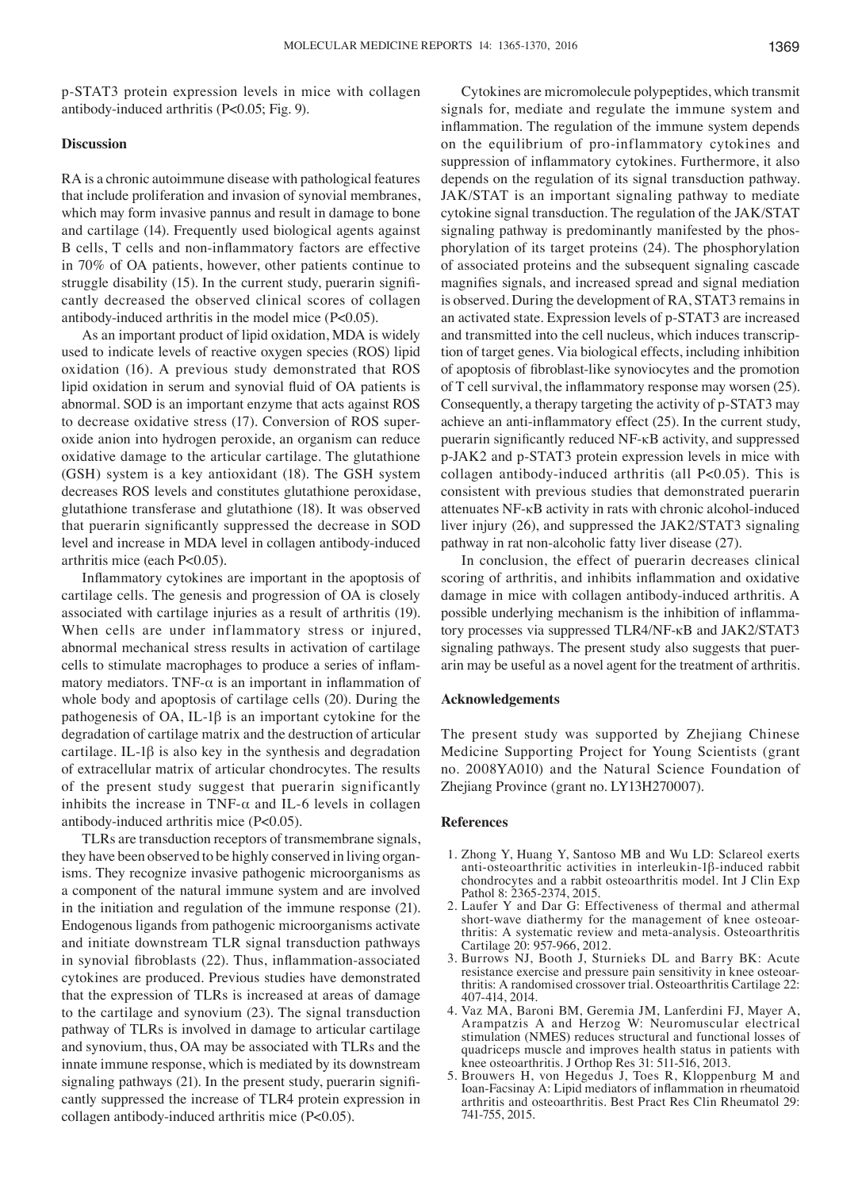p-STAT3 protein expression levels in mice with collagen antibody-induced arthritis ($P<0.05$; Fig. 9).

## Discussion

RA is a chronic autoimmune disease with pathological features that include proliferation and invasion of synovial membranes, which may form invasive pannus and result in damage to bone and cartilage (14). Frequently used biological agents against B cells, T cells and non-inflammatory factors are effective in 70% of OA patients, however, other patients continue to struggle disability (15). In the current study, puerarin significantly decreased the observed clinical scores of collagen antibody-induced arthritis in the model mice ($P<0.05$).

As an important product of lipid oxidation, MDA is widely used to indicate levels of reactive oxygen species (ROS) lipid oxidation (16). A previous study demonstrated that ROS lipid oxidation in serum and synovial fluid of OA patients is abnormal. SOD is an important enzyme that acts against ROS to decrease oxidative stress (17). Conversion of ROS superoxide anion into hydrogen peroxide, an organism can reduce oxidative damage to the articular cartilage. The glutathione (GSH) system is a key antioxidant (18). The GSH system decreases ROS levels and constitutes glutathione peroxidase, glutathione transferase and glutathione (18). It was observed that puerarin significantly suppressed the decrease in SOD level and increase in MDA level in collagen antibody-induced arthritis mice (each $P<0.05$).

Inflammatory cytokines are important in the apoptosis of cartilage cells. The genesis and progression of OA is closely associated with cartilage injuries as a result of arthritis (19). When cells are under inflammatory stress or injured, abnormal mechanical stress results in activation of cartilage cells to stimulate macrophages to produce a series of inflammatory mediators. TNF-$\alpha$ is an important in inflammation of whole body and apoptosis of cartilage cells (20). During the pathogenesis of OA, IL-1$\beta$ is an important cytokine for the degradation of cartilage matrix and the destruction of articular cartilage. IL-1$\beta$ is also key in the synthesis and degradation of extracellular matrix of articular chondrocytes. The results of the present study suggest that puerarin significantly inhibits the increase in TNF-$\alpha$ and IL-6 levels in collagen antibody-induced arthritis mice ($P<0.05$).

TLRs are transduction receptors of transmembrane signals, they have been observed to be highly conserved in living organisms. They recognize invasive pathogenic microorganisms as a component of the natural immune system and are involved in the initiation and regulation of the immune response (21). Endogenous ligands from pathogenic microorganisms activate and initiate downstream TLR signal transduction pathways in synovial fibroblasts (22). Thus, inflammation-associated cytokines are produced. Previous studies have demonstrated that the expression of TLRs is increased at areas of damage to the cartilage and synovium (23). The signal transduction pathway of TLRs is involved in damage to articular cartilage and synovium, thus, OA may be associated with TLRs and the innate immune response, which is mediated by its downstream signaling pathways (21). In the present study, puerarin significantly suppressed the increase of TLR4 protein expression in collagen antibody-induced arthritis mice ($P<0.05$).

Cytokines are micromolecule polypeptides, which transmit signals for, mediate and regulate the immune system and inflammation. The regulation of the immune system depends on the equilibrium of pro-inflammatory cytokines and suppression of inflammatory cytokines. Furthermore, it also depends on the regulation of its signal transduction pathway. JAK/STAT is an important signaling pathway to mediate cytokine signal transduction. The regulation of the JAK/STAT signaling pathway is predominantly manifested by the phosphorylation of its target proteins (24). The phosphorylation of associated proteins and the subsequent signaling cascade magnifies signals, and increased spread and signal mediation is observed. During the development of RA, STAT3 remains in an activated state. Expression levels of p-STAT3 are increased and transmitted into the cell nucleus, which induces transcription of target genes. Via biological effects, including inhibition of apoptosis of fibroblast-like synoviocytes and the promotion of T cell survival, the inflammatory response may worsen (25). Consequently, a therapy targeting the activity of p-STAT3 may achieve an anti-inflammatory effect (25). In the current study, puerarin significantly reduced NF-κB activity, and suppressed p-JAK2 and p-STAT3 protein expression levels in mice with collagen antibody-induced arthritis (all $P<0.05$). This is consistent with previous studies that demonstrated puerarin attenuates NF-κB activity in rats with chronic alcohol-induced liver injury (26), and suppressed the JAK2/STAT3 signaling pathway in rat non-alcoholic fatty liver disease (27).

In conclusion, the effect of puerarin decreases clinical scoring of arthritis, and inhibits inflammation and oxidative damage in mice with collagen antibody-induced arthritis. A possible underlying mechanism is the inhibition of inflammatory processes via suppressed TLR4/NF-κB and JAK2/STAT3 signaling pathways. The present study also suggests that puerarin may be useful as a novel agent for the treatment of arthritis.

## Acknowledgements

The present study was supported by Zhejiang Chinese Medicine Supporting Project for Young Scientists (grant no. 2008YA010) and the Natural Science Foundation of Zhejiang Province (grant no. LY13H270007).

## References

1. Zhong Y, Huang Y, Santoso MB and Wu LD: Sclareol exerts anti-osteoarthritic activities in interleukin-1β-induced rabbit chondrocytes and a rabbit osteoarthritis model. Int J Clin Exp Pathol 8: 2365-2374, 2015.
2. Laufer Y and Dar G: Effectiveness of thermal and athermal short-wave diathermy for the management of knee osteoarthritis: A systematic review and meta-analysis. Osteoarthritis Cartilage 20: 957-966, 2012.
3. Burrows NJ, Booth J, Sturnieks DL and Barry BK: Acute resistance exercise and pressure pain sensitivity in knee osteoarthritis: A randomised crossover trial. Osteoarthritis Cartilage 22: 407-414, 2014.
4. Vaz MA, Baroni BM, Geremia JM, Lanferdini FJ, Mayer A, Arampatzis A and Herzog W: Neuromuscular electrical stimulation (NMES) reduces structural and functional losses of quadriceps muscle and improves health status in patients with knee osteoarthritis. J Orthop Res 31: 511-516, 2013.
5. Brouwers H, von Hegedus J, Toes R, Kloppenburg M and Ioan-Facsinay A: Lipid mediators of inflammation in rheumatoid arthritis and osteoarthritis. Best Pract Res Clin Rheumatol 29: 741-755, 2015.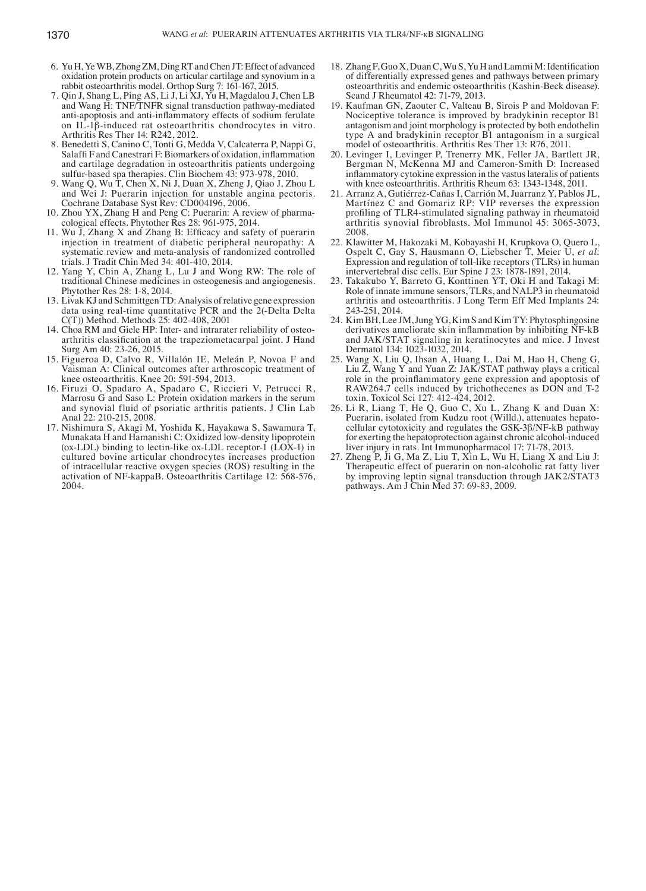6. Yu H, Ye WB, Zhong ZM, Ding RT and Chen JT: Effect of advanced oxidation protein products on articular cartilage and synovium in a rabbit osteoarthritis model. Orthop Surg 7: 161-167, 2015.
7. Qin J, Shang L, Ping AS, Li J, Li XJ, Yu H, Magdalou J, Chen LB and Wang H: TNF/TNFR signal transduction pathway-mediated anti-apoptosis and anti-inflammatory effects of sodium ferulate on IL-1β-induced rat osteoarthritis chondrocytes in vitro. Arthritis Res Ther 14: R242, 2012.
8. Benedetti S, Canino C, Tonti G, Medda V, Calcaterra P, Nappi G, Salaffi F and Canestrari F: Biomarkers of oxidation, inflammation and cartilage degradation in osteoarthritis patients undergoing sulfur-based spa therapies. Clin Biochem 43: 973-978, 2010.
9. Wang Q, Wu T, Chen X, Ni J, Duan X, Zheng J, Qiao J, Zhou L and Wei J: Puerarin injection for unstable angina pectoris. Cochrane Database Syst Rev: CD004196, 2006.
10. Zhou YX, Zhang H and Peng C: Puerarin: A review of pharmacological effects. Phytother Res 28: 961-975, 2014.
11. Wu J, Zhang X and Zhang B: Efficacy and safety of puerarin injection in treatment of diabetic peripheral neuropathy: A systematic review and meta-analysis of randomized controlled trials. J Tradit Chin Med 34: 401-410, 2014.
12. Yang Y, Chin A, Zhang L, Lu J and Wong RW: The role of traditional Chinese medicines in osteogenesis and angiogenesis. Phytother Res 28: 1-8, 2014.
13. Livak KJ and Schmittgen TD: Analysis of relative gene expression data using real-time quantitative PCR and the 2(-Delta Delta C(T)) Method. Methods 25: 402-408, 2001
14. Choa RM and Giele HP: Inter- and intrarater reliability of osteoarthritis classification at the trapeziometacarpal joint. J Hand Surg Am 40: 23-26, 2015.
15. Figueroa D, Calvo R, Villalón IE, Meleán P, Novoa F and Vaisman A: Clinical outcomes after arthroscopic treatment of knee osteoarthritis. Knee 20: 591-594, 2013.
16. Firuzi O, Spadaro A, Spadaro C, Riccieri V, Petrucci R, Marrosu G and Saso L: Protein oxidation markers in the serum and synovial fluid of psoriatic arthritis patients. J Clin Lab Anal 22: 210-215, 2008.
17. Nishimura S, Akagi M, Yoshida K, Hayakawa S, Sawamura T, Munakata H and Hamanishi C: Oxidized low-density lipoprotein (ox-LDL) binding to lectin-like ox-LDL receptor-1 (LOX-1) in cultured bovine articular chondrocytes increases production of intracellular reactive oxygen species (ROS) resulting in the activation of NF-kappaB. Osteoarthritis Cartilage 12: 568-576, 2004.
18. Zhang F, Guo X, Duan C, Wu S, Yu H and Lammi M: Identification of differentially expressed genes and pathways between primary osteoarthritis and endemic osteoarthritis (Kashin-Beck disease). Scand J Rheumatol 42: 71-79, 2013.
19. Kaufman GN, Zaouter C, Valteau B, Sirois P and Moldovan F: Nociceptive tolerance is improved by bradykinin receptor B1 antagonism and joint morphology is protected by both endothelin type A and bradykinin receptor B1 antagonism in a surgical model of osteoarthritis. Arthritis Res Ther 13: R76, 2011.
20. Levinger I, Levinger P, Trenerry MK, Feller JA, Bartlett JR, Bergman N, McKenna MJ and Cameron-Smith D: Increased inflammatory cytokine expression in the vastus lateralis of patients with knee osteoarthritis. Arthritis Rheum 63: 1343-1348, 2011.
21. Arranz A, Gutiérrez-Cañas I, Carrión M, Juarranz Y, Pablos JL, Martínez C and Gomariz RP: VIP reverses the expression profiling of TLR4-stimulated signaling pathway in rheumatoid arthritis synovial fibroblasts. Mol Immunol 45: 3065-3073, 2008.
22. Klawitter M, Hakozaki M, Kobayashi H, Krupkova O, Quero L, Ospelt C, Gay S, Hausmann O, Liebscher T, Meier U, *et al*: Expression and regulation of toll-like receptors (TLRs) in human intervertebral disc cells. Eur Spine J 23: 1878-1891, 2014.
23. Takakubo Y, Barreto G, Konttinen YT, Oki H and Takagi M: Role of innate immune sensors, TLRs, and NALP3 in rheumatoid arthritis and osteoarthritis. J Long Term Eff Med Implants 24: 243-251, 2014.
24. Kim BH, Lee JM, Jung YG, Kim S and Kim TY: Phytosphingosine derivatives ameliorate skin inflammation by inhibiting NF-kB and JAK/STAT signaling in keratinocytes and mice. J Invest Dermatol 134: 1023-1032, 2014.
25. Wang X, Liu Q, Ihsan A, Huang L, Dai M, Hao H, Cheng G, Liu Z, Wang Y and Yuan Z: JAK/STAT pathway plays a critical role in the proinflammatory gene expression and apoptosis of RAW264.7 cells induced by trichothecenes as DON and T-2 toxin. Toxicol Sci 127: 412-424, 2012.
26. Li R, Liang T, He Q, Guo C, Xu L, Zhang K and Duan X: Puerarin, isolated from Kudzu root (Willd.), attenuates hepatocellular cytotoxicity and regulates the GSK-3β/NF-kB pathway for exerting the hepatoprotection against chronic alcohol-induced liver injury in rats. Int Immunopharmacol 17: 71-78, 2013.
27. Zheng P, Ji G, Ma Z, Liu T, Xin L, Wu H, Liang X and Liu J: Therapeutic effect of puerarin on non-alcoholic rat fatty liver by improving leptin signal transduction through JAK2/STAT3 pathways. Am J Chin Med 37: 69-83, 2009.